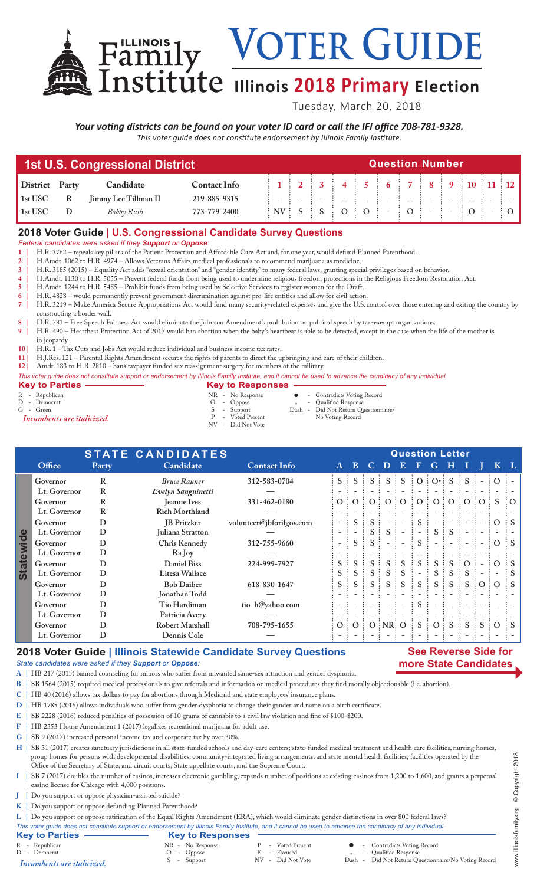# Illinois Family Institute VOTER GUIDE

## Illinois 2018 Primary Election

Tuesday, March 20, 2018

***Your voting districts can be found on your voter ID card or call the IFI office 708-781-9328.***

*This voter guide does not constitute endorsement by Illinois Family Institute.*

## 1st U.S. Congressional District

| District | Party | Candidate | Contact Info | 1 | 2 | 3 | 4 | 5 | 6 | 7 | 8 | 9 | 10 | 11 | 12 |
|---|---|---|---|---|---|---|---|---|---|---|---|---|---|---|---|
| 1st USC | R | Jimmy Lee Tillman II | 219-885-9315 | - | - | - | - | - | - | - | - | - | - | - | - |
| 1st USC | D | *Bobby Rush* | 773-779-2400 | NV | S | S | O | O | - | O | - | - | O | - | O |

## 2018 Voter Guide | U.S. Congressional Candidate Survey Questions

*Federal candidates were asked if they **Support** or **Oppose**:*

1 | H.R. 3762 – repeals key pillars of the Patient Protection and Affordable Care Act and, for one year, would defund Planned Parenthood.
2 | H.Amdt. 1062 to H.R. 4974 – Allows Veterans Affairs medical professionals to recommend marijuana as medicine.
3 | H.R. 3185 (2015) – Equality Act adds "sexual orientation" and "gender identity" to many federal laws, granting special privileges based on behavior.
4 | H.Amdt. 1130 to H.R. 5055 – Prevent federal funds from being used to undermine religious freedom protections in the Religious Freedom Restoration Act.
5 | H.Amdt. 1244 to H.R. 5485 – Prohibit funds from being used by Selective Services to register women for the Draft.
6 | H.R. 4828 – would permanently prevent government discrimination against pro-life entities and allow for civil action.
7 | H.R. 3219 – Make America Secure Appropriations Act would fund many security-related expenses and give the U.S. control over those entering and exiting the country by constructing a border wall.
8 | H.R. 781 – Free Speech Fairness Act would eliminate the Johnson Amendment's prohibition on political speech by tax-exempt organizations.
9 | H.R. 490 – Heartbeat Protection Act of 2017 would ban abortion when the baby's heartbeat is able to be detected, except in the case when the life of the mother is in jeopardy.
10 | H.R. 1 – Tax Cuts and Jobs Act would reduce individual and business income tax rates.
11 | H.J.Res. 121 – Parental Rights Amendment secures the rights of parents to direct the upbringing and care of their children.
12 | Amdt. 183 to H.R. 2810 – bans taxpayer funded sex reassignment surgery for members of the military.

*This voter guide does not constitute support or endorsement by Illinois Family Institute, and it cannot be used to advance the candidacy of any individual.*

**Key to Parties**
R - Republican
D - Democrat
G - Green
*Incumbents are italicized.*

**Key to Responses**
NR - No Response
O - Oppose
S - Support
P - Voted Present
NV - Did Not Vote
● - Contradicts Voting Record
∗ - Qualified Response
Dash - Did Not Return Questionnaire/ No Voting Record

## STATE CANDIDATES

| | Office | Party | Candidate | Contact Info | A | B | C | D | E | F | G | H | I | J | K | L |
|---|---|---|---|---|---|---|---|---|---|---|---|---|---|---|---|---|
| Statewide | Governor | R | *Bruce Rauner* | 312-583-0704 | S | S | S | S | S | O | O● | S | S | - | O | - |
| | Lt. Governor | R | *Evelyn Sanguinetti* | — | - | - | - | - | - | - | - | - | - | - | - | - |
| | Governor | R | Jeanne Ives | 331-462-0180 | O | O | O | O | O | O | O | O | O | O | S | O |
| | Lt. Governor | R | Rich Morthland | — | - | - | - | - | - | - | - | - | - | - | - | - |
| | Governor | D | JB Pritzker | volunteer@jbforilgov.com | - | S | S | - | - | S | - | - | - | - | O | S |
| | Lt. Governor | D | Juliana Stratton | — | - | - | S | S | - | - | S | S | - | - | - | - |
| | Governor | D | Chris Kennedy | 312-755-9660 | - | S | S | - | - | S | - | - | - | - | O | S |
| | Lt. Governor | D | Ra Joy | — | - | - | - | - | - | - | - | - | - | - | - | - |
| | Governor | D | Daniel Biss | 224-999-7927 | S | S | S | S | S | S | S | S | O | - | O | S |
| | Lt. Governor | D | Litesa Wallace | | S | S | S | S | S | - | S | S | S | - | - | S |
| | Governor | D | Bob Daiber | 618-830-1647 | S | S | S | S | S | S | S | S | S | O | O | S |
| | Lt. Governor | D | Jonathan Todd | — | - | - | - | - | - | - | - | - | - | - | - | - |
| | Governor | D | Tio Hardiman | tio_h@yahoo.com | - | - | - | - | - | S | - | - | - | - | - | - |
| | Lt. Governor | D | Patricia Avery | — | - | - | - | - | - | - | - | - | - | - | - | - |
| | Governor | D | Robert Marshall | 708-795-1655 | O | O | O | NR | O | S | O | S | S | S | O | S |
| | Lt. Governor | D | Dennis Cole | — | - | - | - | - | - | - | - | - | - | - | - | - |

## 2018 Voter Guide | Illinois Statewide Candidate Survey Questions

**See Reverse Side for more State Candidates**

*State candidates were asked if they **Support** or **Oppose**:*

A | HB 217 (2015) banned counseling for minors who suffer from unwanted same-sex attraction and gender dysphoria.
B | SB 1564 (2015) required medical professionals to give referrals and information on medical procedures they find morally objectionable (i.e. abortion).
C | HB 40 (2016) allows tax dollars to pay for abortions through Medicaid and state employees' insurance plans.
D | HB 1785 (2016) allows individuals who suffer from gender dysphoria to change their gender and name on a birth certificate.
E | SB 2228 (2016) reduced penalties of possession of 10 grams of cannabis to a civil law violation and fine of $100-$200.
F | HB 2353 House Amendment 1 (2017) legalizes recreational marijuana for adult use.
G | SB 9 (2017) increased personal income tax and corporate tax by over 30%.
H | SB 31 (2017) creates sanctuary jurisdictions in all state-funded schools and day-care centers; state-funded medical treatment and health care facilities, nursing homes, group homes for persons with developmental disabilities, community-integrated living arrangements, and state mental health facilities; facilities operated by the Office of the Secretary of State; and circuit courts, State appellate courts, and the Supreme Court.
I | SB 7 (2017) doubles the number of casinos, increases electronic gambling, expands number of positions at existing casinos from 1,200 to 1,600, and grants a perpetual casino license for Chicago with 4,000 positions.
J | Do you support or oppose physician-assisted suicide?
K | Do you support or oppose defunding Planned Parenthood?
L | Do you support or oppose ratification of the Equal Rights Amendment (ERA), which would eliminate gender distinctions in over 800 federal laws?

*This voter guide does not constitute support or endorsement by Illinois Family Institute, and it cannot be used to advance the candidacy of any individual.*

**Key to Parties**
R - Republican
D - Democrat
*Incumbents are italicized.*

**Key to Responses**
NR - No Response
O - Oppose
S - Support
P - Voted Present
E - Excused
NV - Did Not Vote
● - Contradicts Voting Record
∗ - Qualified Response
Dash - Did Not Return Questionnaire/No Voting Record

www.illinoisfamily.org © Copyright 2018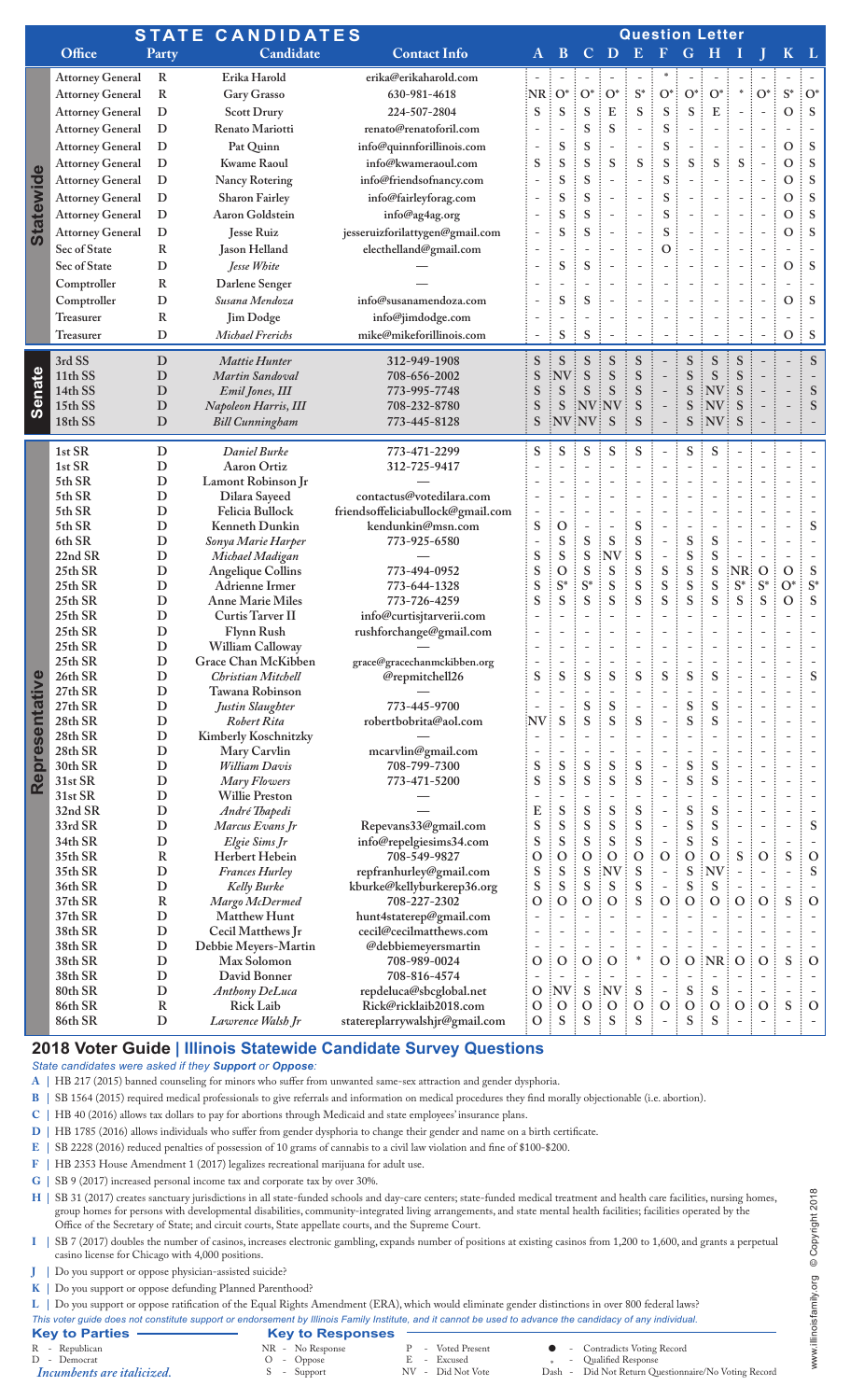# STATE CANDIDATES

| | Office | Party | Candidate | Contact Info | A | B | C | D | E | F | G | H | I | J | K | L |
|---|---|---|---|---|---|---|---|---|---|---|---|---|---|---|---|---|
| **Statewide** | Attorney General | R | Erika Harold | erika@erikaharold.com | - | - | - | - | - | ● | - | - | - | - | - | - |
| | Attorney General | R | Gary Grasso | 630-981-4618 | NR | O* | O* | O* | S* | O* | O* | O* | * | O* | S* | O* |
| | Attorney General | D | Scott Drury | 224-507-2804 | S | S | S | E | S | S | S | E | - | - | O | S |
| | Attorney General | D | Renato Mariotti | renato@renatoforil.com | - | - | S | S | - | S | - | - | - | - | - | - |
| | Attorney General | D | Pat Quinn | info@quinnforillinois.com | - | S | S | - | - | S | - | - | - | - | O | S |
| | Attorney General | D | Kwame Raoul | info@kwameraoul.com | S | S | S | S | S | S | S | S | S | - | O | S |
| | Attorney General | D | Nancy Rotering | info@friendsofnancy.com | - | S | S | - | - | S | - | - | - | - | O | S |
| | Attorney General | D | Sharon Fairley | info@fairleyforag.com | - | S | S | - | - | S | - | - | - | - | O | S |
| | Attorney General | D | Aaron Goldstein | info@ag4ag.org | - | S | S | - | - | S | - | - | - | - | O | S |
| | Attorney General | D | Jesse Ruiz | jesseruizforilattygen@gmail.com | - | S | S | - | - | S | - | - | - | - | O | S |
| | Sec of State | R | Jason Helland | electhelland@gmail.com | - | - | - | - | - | O | - | - | - | - | - | - |
| | Sec of State | D | *Jesse White* | — | - | S | S | - | - | - | - | - | - | - | O | S |
| | Comptroller | R | Darlene Senger | — | - | - | - | - | - | - | - | - | - | - | - | - |
| | Comptroller | D | *Susana Mendoza* | info@susanamendoza.com | - | S | S | - | - | - | - | - | - | - | O | S |
| | Treasurer | R | Jim Dodge | info@jimdodge.com | - | - | - | - | - | - | - | - | - | - | - | - |
| | Treasurer | D | *Michael Frerichs* | mike@mikeforillinois.com | - | S | S | - | - | - | - | - | - | - | O | S |
| **Senate** | 3rd SS | D | *Mattie Hunter* | 312-949-1908 | S | S | S | S | S | - | S | S | S | - | - | S |
| | 11th SS | D | *Martin Sandoval* | 708-656-2002 | S | NV | S | S | S | - | S | S | S | - | - | - |
| | 14th SS | D | *Emil Jones, III* | 773-995-7748 | S | S | S | S | S | - | S | NV | S | - | - | S |
| | 15th SS | D | *Napoleon Harris, III* | 708-232-8780 | S | S | NV | NV | S | - | S | NV | S | - | - | S |
| | 18th SS | D | *Bill Cunningham* | 773-445-8128 | S | NV | NV | S | S | - | S | NV | S | - | - | - |
| **Representative** | 1st SR | D | *Daniel Burke* | 773-471-2299 | S | S | S | S | S | - | S | S | - | - | - | - |
| | 1st SR | D | Aaron Ortiz | 312-725-9417 | - | - | - | - | - | - | - | - | - | - | - | - |
| | 5th SR | D | Lamont Robinson Jr | — | - | - | - | - | - | - | - | - | - | - | - | - |
| | 5th SR | D | Dilara Sayeed | contactus@votedilara.com | - | - | - | - | - | - | - | - | - | - | - | - |
| | 5th SR | D | Felicia Bullock | friendsoffeliciabullock@gmail.com | - | - | - | - | - | - | - | - | - | - | - | - |
| | 5th SR | D | Kenneth Dunkin | kendunkin@msn.com | S | O | - | - | S | - | - | - | - | - | - | S |
| | 6th SR | D | *Sonya Marie Harper* | 773-925-6580 | - | S | S | S | S | - | S | S | - | - | - | - |
| | 22nd SR | D | *Michael Madigan* | — | S | S | S | NV | S | - | S | S | - | - | - | - |
| | 25th SR | D | Angelique Collins | 773-494-0952 | S | O | S | S | S | S | S | S | NR | O | O | S |
| | 25th SR | D | Adrienne Irmer | 773-644-1328 | S | S* | S* | S | S | S | S | S | S* | S* | O* | S* |
| | 25th SR | D | Anne Marie Miles | 773-726-4259 | S | S | S | S | S | S | S | S | S | S | O | S |
| | 25th SR | D | Curtis Tarver II | info@curtisjtarverii.com | - | - | - | - | - | - | - | - | - | - | - | - |
| | 25th SR | D | Flynn Rush | rushforchange@gmail.com | - | - | - | - | - | - | - | - | - | - | - | - |
| | 25th SR | D | William Calloway | — | - | - | - | - | - | - | - | - | - | - | - | - |
| | 25th SR | D | Grace Chan McKibben | grace@gracechanmckibben.org | - | - | - | - | - | - | - | - | - | - | - | - |
| | 26th SR | D | *Christian Mitchell* | @repmitchell26 | S | S | S | S | S | S | S | S | - | - | - | S |
| | 27th SR | D | Tawana Robinson | — | - | - | - | - | - | - | - | - | - | - | - | - |
| | 27th SR | D | *Justin Slaughter* | 773-445-9700 | - | - | S | S | - | - | S | S | - | - | - | - |
| | 28th SR | D | *Robert Rita* | robertbobrita@aol.com | NV | S | S | S | S | - | S | S | - | - | - | - |
| | 28th SR | D | Kimberly Koschnitzky | — | - | - | - | - | - | - | - | - | - | - | - | - |
| | 28th SR | D | Mary Carvlin | mcarvlin@gmail.com | - | - | - | - | - | - | - | - | - | - | - | - |
| | 30th SR | D | *William Davis* | 708-799-7300 | S | S | S | S | S | - | S | S | - | - | - | - |
| | 31st SR | D | *Mary Flowers* | 773-471-5200 | S | S | S | S | S | - | S | S | - | - | - | - |
| | 31st SR | D | Willie Preston | — | - | - | - | - | - | - | - | - | - | - | - | - |
| | 32nd SR | D | *André Thapedi* | — | E | S | S | S | S | - | S | S | - | - | - | - |
| | 33rd SR | D | *Marcus Evans Jr* | Repevans33@gmail.com | S | S | S | S | S | - | S | S | - | - | - | S |
| | 34th SR | D | *Elgie Sims Jr* | info@repelgiesims34.com | S | S | S | S | S | - | S | S | - | - | - | - |
| | 35th SR | R | Herbert Hebein | 708-549-9827 | O | O | O | O | O | O | O | O | S | O | S | O |
| | 35th SR | D | *Frances Hurley* | repfranhurley@gmail.com | S | S | S | NV | S | - | S | NV | - | - | - | S |
| | 36th SR | D | *Kelly Burke* | kburke@kellyburkerep36.org | S | S | S | S | S | - | S | S | - | - | - | - |
| | 37th SR | R | *Margo McDermed* | 708-227-2302 | O | O | O | O | S | O | O | O | O | O | S | O |
| | 37th SR | D | Matthew Hunt | hunt4staterep@gmail.com | - | - | - | - | - | - | - | - | - | - | - | - |
| | 38th SR | D | Cecil Matthews Jr | cecil@cecilmatthews.com | - | - | - | - | - | - | - | - | - | - | - | - |
| | 38th SR | D | Debbie Meyers-Martin | @debbiemeyersmartin | - | - | - | - | - | - | - | - | - | - | - | - |
| | 38th SR | D | Max Solomon | 708-989-0024 | O | O | O | O | * | O | O | NR | O | O | S | O |
| | 38th SR | D | David Bonner | 708-816-4574 | - | - | - | - | - | - | - | - | - | - | - | - |
| | 80th SR | D | *Anthony DeLuca* | repdeluca@sbcglobal.net | O | NV | S | NV | S | - | S | S | - | - | - | - |
| | 86th SR | R | Rick Laib | Rick@ricklaib2018.com | O | O | O | O | O | O | O | O | O | O | S | O |
| | 86th SR | D | *Lawrence Walsh Jr* | statereplarrywalshjr@gmail.com | O | S | S | S | S | - | S | S | - | - | - | - |

## 2018 Voter Guide | Illinois Statewide Candidate Survey Questions

*State candidates were asked if they **Support** or **Oppose**:*

- **A** | HB 217 (2015) banned counseling for minors who suffer from unwanted same-sex attraction and gender dysphoria.
- **B** | SB 1564 (2015) required medical professionals to give referrals and information on medical procedures they find morally objectionable (i.e. abortion).
- **C** | HB 40 (2016) allows tax dollars to pay for abortions through Medicaid and state employees' insurance plans.
- **D** | HB 1785 (2016) allows individuals who suffer from gender dysphoria to change their gender and name on a birth certificate.
- **E** | SB 2228 (2016) reduced penalties of possession of 10 grams of cannabis to a civil law violation and fine of $100-$200.
- **F** | HB 2353 House Amendment 1 (2017) legalizes recreational marijuana for adult use.
- **G** | SB 9 (2017) increased personal income tax and corporate tax by over 30%.
- **H** | SB 31 (2017) creates sanctuary jurisdictions in all state-funded schools and day-care centers; state-funded medical treatment and health care facilities, nursing homes, group homes for persons with developmental disabilities, community-integrated living arrangements, and state mental health facilities; facilities operated by the Office of the Secretary of State; and circuit courts, State appellate courts, and the Supreme Court.
- **I** | SB 7 (2017) doubles the number of casinos, increases electronic gambling, expands number of positions at existing casinos from 1,200 to 1,600, and grants a perpetual casino license for Chicago with 4,000 positions.
- **J** | Do you support or oppose physician-assisted suicide?
- **K** | Do you support or oppose defunding Planned Parenthood?
- **L** | Do you support or oppose ratification of the Equal Rights Amendment (ERA), which would eliminate gender distinctions in over 800 federal laws?

*This voter guide does not constitute support or endorsement by Illinois Family Institute, and it cannot be used to advance the candidacy of any individual.*

**Key to Parties**
- R - Republican
- D - Democrat
- *Incumbents are italicized.*

**Key to Responses**
- NR - No Response
- O - Oppose
- S - Support
- P - Voted Present
- E - Excused
- NV - Did Not Vote
- ● - Contradicts Voting Record
- * - Qualified Response
- Dash - Did Not Return Questionnaire/No Voting Record

www.illinoisfamily.org © Copyright 2018